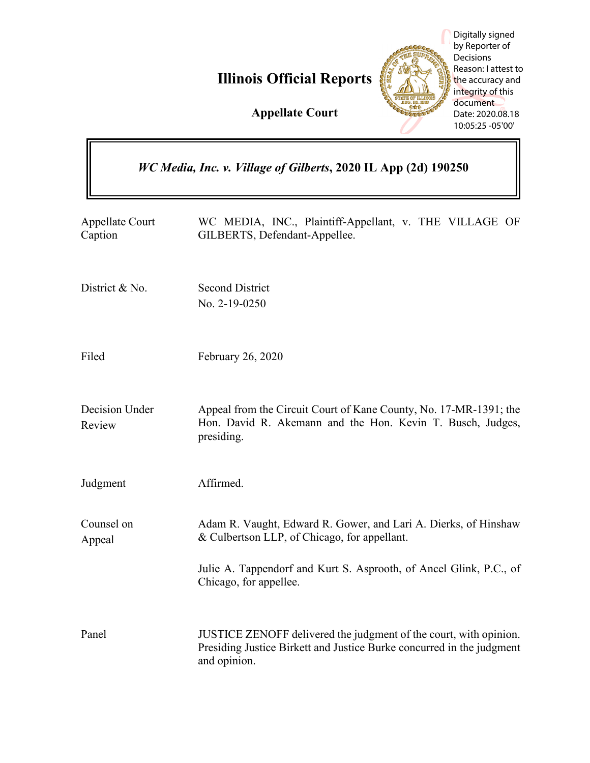# Illinois Official Reports

## Appellate Court

Digitally signed by Reporter of Decisions
Reason: I attest to the accuracy and integrity of this document
Date: 2020.08.18 10:05:25 -05'00'

***WC Media, Inc. v. Village of Gilberts*, 2020 IL App (2d) 190250**

| | |
|---|---|
| Appellate Court Caption | WC MEDIA, INC., Plaintiff-Appellant, v. THE VILLAGE OF GILBERTS, Defendant-Appellee. |
| District & No. | Second District<br>No. 2-19-0250 |
| Filed | February 26, 2020 |
| Decision Under Review | Appeal from the Circuit Court of Kane County, No. 17-MR-1391; the Hon. David R. Akemann and the Hon. Kevin T. Busch, Judges, presiding. |
| Judgment | Affirmed. |
| Counsel on Appeal | Adam R. Vaught, Edward R. Gower, and Lari A. Dierks, of Hinshaw & Culbertson LLP, of Chicago, for appellant.<br><br>Julie A. Tappendorf and Kurt S. Asprooth, of Ancel Glink, P.C., of Chicago, for appellee. |
| Panel | JUSTICE ZENOFF delivered the judgment of the court, with opinion. Presiding Justice Birkett and Justice Burke concurred in the judgment and opinion. |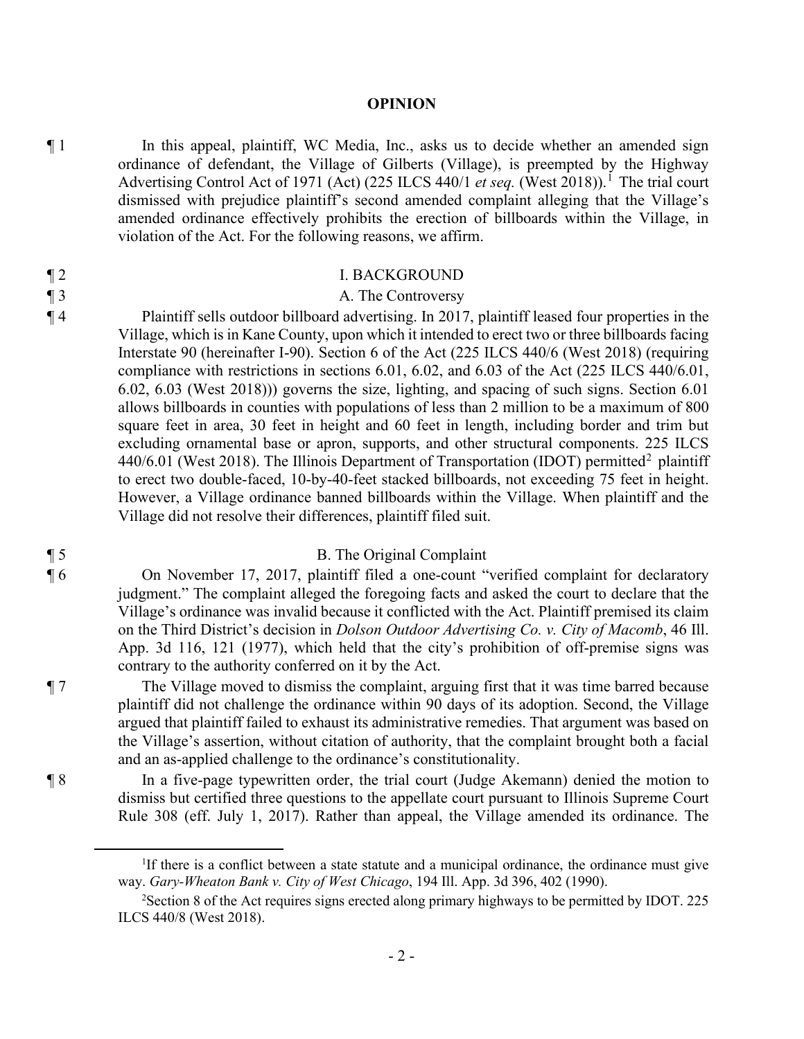## OPINION

¶ 1 In this appeal, plaintiff, WC Media, Inc., asks us to decide whether an amended sign ordinance of defendant, the Village of Gilberts (Village), is preempted by the Highway Advertising Control Act of 1971 (Act) (225 ILCS 440/1 *et seq.* (West 2018)).[1] The trial court dismissed with prejudice plaintiff's second amended complaint alleging that the Village's amended ordinance effectively prohibits the erection of billboards within the Village, in violation of the Act. For the following reasons, we affirm.

¶ 2 I. BACKGROUND

¶ 3 A. The Controversy

¶ 4 Plaintiff sells outdoor billboard advertising. In 2017, plaintiff leased four properties in the Village, which is in Kane County, upon which it intended to erect two or three billboards facing Interstate 90 (hereinafter I-90). Section 6 of the Act (225 ILCS 440/6 (West 2018) (requiring compliance with restrictions in sections 6.01, 6.02, and 6.03 of the Act (225 ILCS 440/6.01, 6.02, 6.03 (West 2018))) governs the size, lighting, and spacing of such signs. Section 6.01 allows billboards in counties with populations of less than 2 million to be a maximum of 800 square feet in area, 30 feet in height and 60 feet in length, including border and trim but excluding ornamental base or apron, supports, and other structural components. 225 ILCS 440/6.01 (West 2018). The Illinois Department of Transportation (IDOT) permitted[2] plaintiff to erect two double-faced, 10-by-40-feet stacked billboards, not exceeding 75 feet in height. However, a Village ordinance banned billboards within the Village. When plaintiff and the Village did not resolve their differences, plaintiff filed suit.

¶ 5 B. The Original Complaint

¶ 6 On November 17, 2017, plaintiff filed a one-count "verified complaint for declaratory judgment." The complaint alleged the foregoing facts and asked the court to declare that the Village's ordinance was invalid because it conflicted with the Act. Plaintiff premised its claim on the Third District's decision in *Dolson Outdoor Advertising Co. v. City of Macomb*, 46 Ill. App. 3d 116, 121 (1977), which held that the city's prohibition of off-premise signs was contrary to the authority conferred on it by the Act.

¶ 7 The Village moved to dismiss the complaint, arguing first that it was time barred because plaintiff did not challenge the ordinance within 90 days of its adoption. Second, the Village argued that plaintiff failed to exhaust its administrative remedies. That argument was based on the Village's assertion, without citation of authority, that the complaint brought both a facial and an as-applied challenge to the ordinance's constitutionality.

¶ 8 In a five-page typewritten order, the trial court (Judge Akemann) denied the motion to dismiss but certified three questions to the appellate court pursuant to Illinois Supreme Court Rule 308 (eff. July 1, 2017). Rather than appeal, the Village amended its ordinance. The

---

[1] If there is a conflict between a state statute and a municipal ordinance, the ordinance must give way. *Gary-Wheaton Bank v. City of West Chicago*, 194 Ill. App. 3d 396, 402 (1990).

[2] Section 8 of the Act requires signs erected along primary highways to be permitted by IDOT. 225 ILCS 440/8 (West 2018).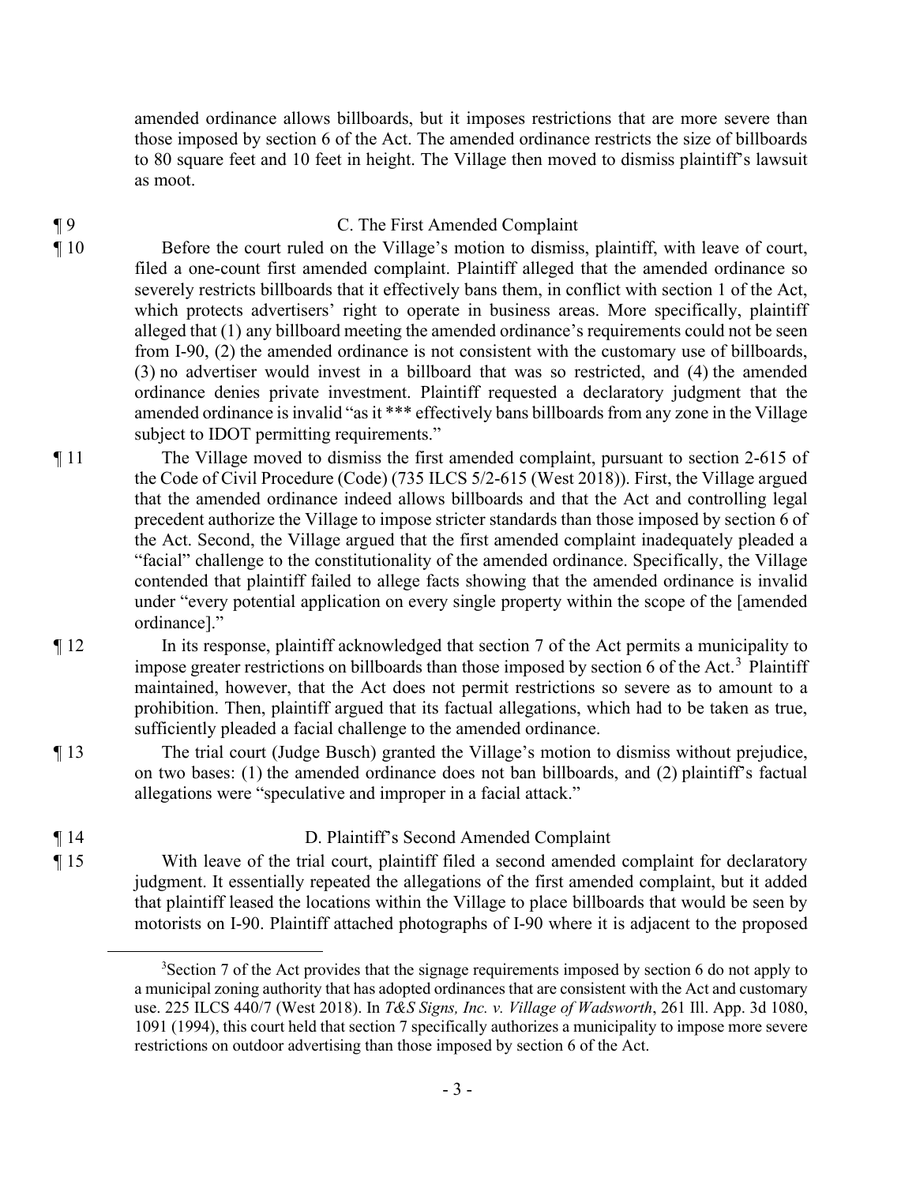amended ordinance allows billboards, but it imposes restrictions that are more severe than those imposed by section 6 of the Act. The amended ordinance restricts the size of billboards to 80 square feet and 10 feet in height. The Village then moved to dismiss plaintiff's lawsuit as moot.

¶ 9 C. The First Amended Complaint

¶ 10 Before the court ruled on the Village's motion to dismiss, plaintiff, with leave of court, filed a one-count first amended complaint. Plaintiff alleged that the amended ordinance so severely restricts billboards that it effectively bans them, in conflict with section 1 of the Act, which protects advertisers' right to operate in business areas. More specifically, plaintiff alleged that (1) any billboard meeting the amended ordinance's requirements could not be seen from I-90, (2) the amended ordinance is not consistent with the customary use of billboards, (3) no advertiser would invest in a billboard that was so restricted, and (4) the amended ordinance denies private investment. Plaintiff requested a declaratory judgment that the amended ordinance is invalid "as it *** effectively bans billboards from any zone in the Village subject to IDOT permitting requirements."

¶ 11 The Village moved to dismiss the first amended complaint, pursuant to section 2-615 of the Code of Civil Procedure (Code) (735 ILCS 5/2-615 (West 2018)). First, the Village argued that the amended ordinance indeed allows billboards and that the Act and controlling legal precedent authorize the Village to impose stricter standards than those imposed by section 6 of the Act. Second, the Village argued that the first amended complaint inadequately pleaded a "facial" challenge to the constitutionality of the amended ordinance. Specifically, the Village contended that plaintiff failed to allege facts showing that the amended ordinance is invalid under "every potential application on every single property within the scope of the [amended ordinance]."

¶ 12 In its response, plaintiff acknowledged that section 7 of the Act permits a municipality to impose greater restrictions on billboards than those imposed by section 6 of the Act.[3] Plaintiff maintained, however, that the Act does not permit restrictions so severe as to amount to a prohibition. Then, plaintiff argued that its factual allegations, which had to be taken as true, sufficiently pleaded a facial challenge to the amended ordinance.

¶ 13 The trial court (Judge Busch) granted the Village's motion to dismiss without prejudice, on two bases: (1) the amended ordinance does not ban billboards, and (2) plaintiff's factual allegations were "speculative and improper in a facial attack."

¶ 14 D. Plaintiff's Second Amended Complaint

¶ 15 With leave of the trial court, plaintiff filed a second amended complaint for declaratory judgment. It essentially repeated the allegations of the first amended complaint, but it added that plaintiff leased the locations within the Village to place billboards that would be seen by motorists on I-90. Plaintiff attached photographs of I-90 where it is adjacent to the proposed

---

[3]Section 7 of the Act provides that the signage requirements imposed by section 6 do not apply to a municipal zoning authority that has adopted ordinances that are consistent with the Act and customary use. 225 ILCS 440/7 (West 2018). In *T&S Signs, Inc. v. Village of Wadsworth*, 261 Ill. App. 3d 1080, 1091 (1994), this court held that section 7 specifically authorizes a municipality to impose more severe restrictions on outdoor advertising than those imposed by section 6 of the Act.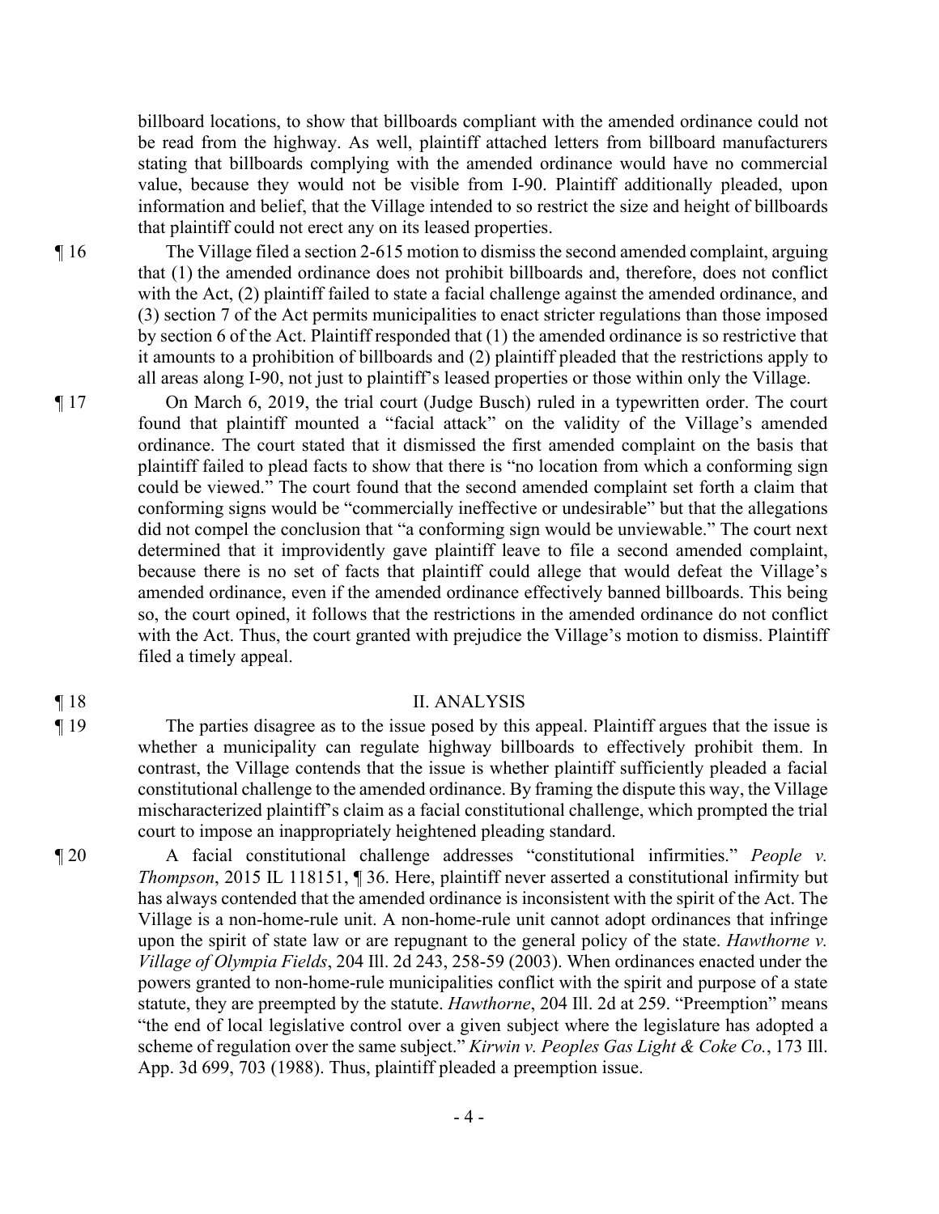billboard locations, to show that billboards compliant with the amended ordinance could not be read from the highway. As well, plaintiff attached letters from billboard manufacturers stating that billboards complying with the amended ordinance would have no commercial value, because they would not be visible from I-90. Plaintiff additionally pleaded, upon information and belief, that the Village intended to so restrict the size and height of billboards that plaintiff could not erect any on its leased properties.

¶ 16 The Village filed a section 2-615 motion to dismiss the second amended complaint, arguing that (1) the amended ordinance does not prohibit billboards and, therefore, does not conflict with the Act, (2) plaintiff failed to state a facial challenge against the amended ordinance, and (3) section 7 of the Act permits municipalities to enact stricter regulations than those imposed by section 6 of the Act. Plaintiff responded that (1) the amended ordinance is so restrictive that it amounts to a prohibition of billboards and (2) plaintiff pleaded that the restrictions apply to all areas along I-90, not just to plaintiff's leased properties or those within only the Village.

¶ 17 On March 6, 2019, the trial court (Judge Busch) ruled in a typewritten order. The court found that plaintiff mounted a "facial attack" on the validity of the Village's amended ordinance. The court stated that it dismissed the first amended complaint on the basis that plaintiff failed to plead facts to show that there is "no location from which a conforming sign could be viewed." The court found that the second amended complaint set forth a claim that conforming signs would be "commercially ineffective or undesirable" but that the allegations did not compel the conclusion that "a conforming sign would be unviewable." The court next determined that it improvidently gave plaintiff leave to file a second amended complaint, because there is no set of facts that plaintiff could allege that would defeat the Village's amended ordinance, even if the amended ordinance effectively banned billboards. This being so, the court opined, it follows that the restrictions in the amended ordinance do not conflict with the Act. Thus, the court granted with prejudice the Village's motion to dismiss. Plaintiff filed a timely appeal.

## ¶ 18 II. ANALYSIS

¶ 19 The parties disagree as to the issue posed by this appeal. Plaintiff argues that the issue is whether a municipality can regulate highway billboards to effectively prohibit them. In contrast, the Village contends that the issue is whether plaintiff sufficiently pleaded a facial constitutional challenge to the amended ordinance. By framing the dispute this way, the Village mischaracterized plaintiff's claim as a facial constitutional challenge, which prompted the trial court to impose an inappropriately heightened pleading standard.

¶ 20 A facial constitutional challenge addresses "constitutional infirmities." *People v. Thompson*, 2015 IL 118151, ¶ 36. Here, plaintiff never asserted a constitutional infirmity but has always contended that the amended ordinance is inconsistent with the spirit of the Act. The Village is a non-home-rule unit. A non-home-rule unit cannot adopt ordinances that infringe upon the spirit of state law or are repugnant to the general policy of the state. *Hawthorne v. Village of Olympia Fields*, 204 Ill. 2d 243, 258-59 (2003). When ordinances enacted under the powers granted to non-home-rule municipalities conflict with the spirit and purpose of a state statute, they are preempted by the statute. *Hawthorne*, 204 Ill. 2d at 259. "Preemption" means "the end of local legislative control over a given subject where the legislature has adopted a scheme of regulation over the same subject." *Kirwin v. Peoples Gas Light & Coke Co.*, 173 Ill. App. 3d 699, 703 (1988). Thus, plaintiff pleaded a preemption issue.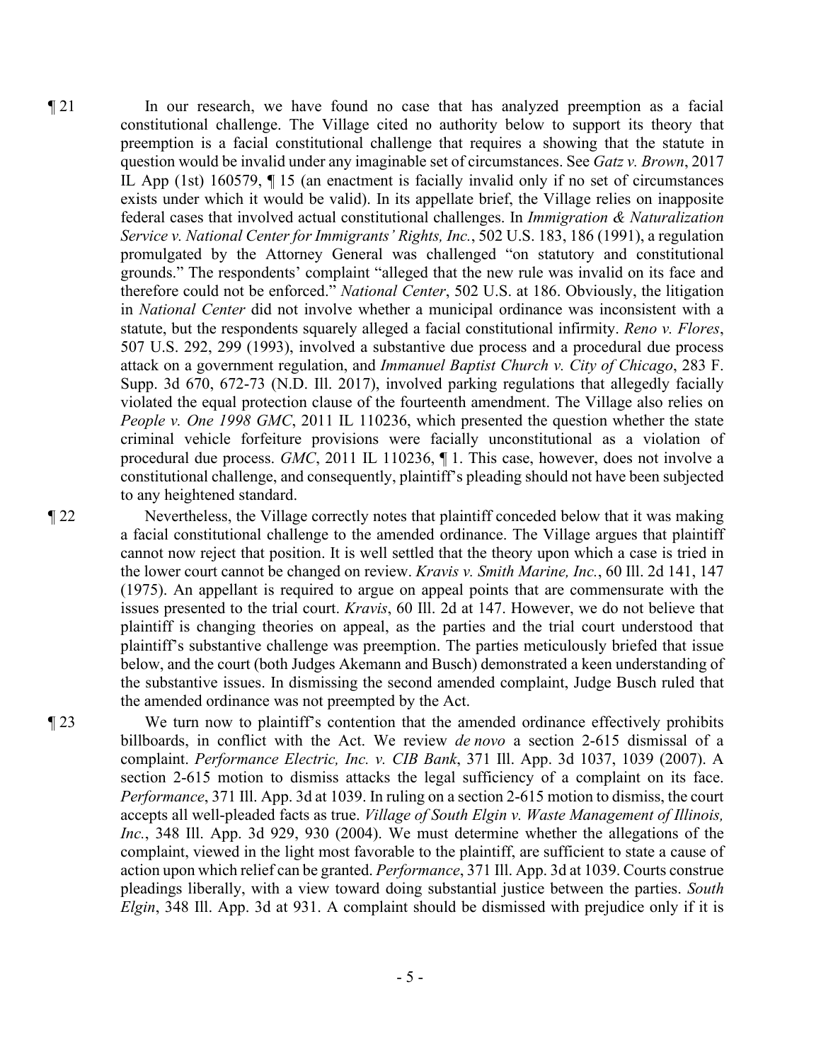¶ 21 In our research, we have found no case that has analyzed preemption as a facial constitutional challenge. The Village cited no authority below to support its theory that preemption is a facial constitutional challenge that requires a showing that the statute in question would be invalid under any imaginable set of circumstances. See *Gatz v. Brown*, 2017 IL App (1st) 160579, ¶ 15 (an enactment is facially invalid only if no set of circumstances exists under which it would be valid). In its appellate brief, the Village relies on inapposite federal cases that involved actual constitutional challenges. In *Immigration & Naturalization Service v. National Center for Immigrants' Rights, Inc.*, 502 U.S. 183, 186 (1991), a regulation promulgated by the Attorney General was challenged "on statutory and constitutional grounds." The respondents' complaint "alleged that the new rule was invalid on its face and therefore could not be enforced." *National Center*, 502 U.S. at 186. Obviously, the litigation in *National Center* did not involve whether a municipal ordinance was inconsistent with a statute, but the respondents squarely alleged a facial constitutional infirmity. *Reno v. Flores*, 507 U.S. 292, 299 (1993), involved a substantive due process and a procedural due process attack on a government regulation, and *Immanuel Baptist Church v. City of Chicago*, 283 F. Supp. 3d 670, 672-73 (N.D. Ill. 2017), involved parking regulations that allegedly facially violated the equal protection clause of the fourteenth amendment. The Village also relies on *People v. One 1998 GMC*, 2011 IL 110236, which presented the question whether the state criminal vehicle forfeiture provisions were facially unconstitutional as a violation of procedural due process. *GMC*, 2011 IL 110236, ¶ 1. This case, however, does not involve a constitutional challenge, and consequently, plaintiff's pleading should not have been subjected to any heightened standard.

¶ 22 Nevertheless, the Village correctly notes that plaintiff conceded below that it was making a facial constitutional challenge to the amended ordinance. The Village argues that plaintiff cannot now reject that position. It is well settled that the theory upon which a case is tried in the lower court cannot be changed on review. *Kravis v. Smith Marine, Inc.*, 60 Ill. 2d 141, 147 (1975). An appellant is required to argue on appeal points that are commensurate with the issues presented to the trial court. *Kravis*, 60 Ill. 2d at 147. However, we do not believe that plaintiff is changing theories on appeal, as the parties and the trial court understood that plaintiff's substantive challenge was preemption. The parties meticulously briefed that issue below, and the court (both Judges Akemann and Busch) demonstrated a keen understanding of the substantive issues. In dismissing the second amended complaint, Judge Busch ruled that the amended ordinance was not preempted by the Act.

¶ 23 We turn now to plaintiff's contention that the amended ordinance effectively prohibits billboards, in conflict with the Act. We review *de novo* a section 2-615 dismissal of a complaint. *Performance Electric, Inc. v. CIB Bank*, 371 Ill. App. 3d 1037, 1039 (2007). A section 2-615 motion to dismiss attacks the legal sufficiency of a complaint on its face. *Performance*, 371 Ill. App. 3d at 1039. In ruling on a section 2-615 motion to dismiss, the court accepts all well-pleaded facts as true. *Village of South Elgin v. Waste Management of Illinois, Inc.*, 348 Ill. App. 3d 929, 930 (2004). We must determine whether the allegations of the complaint, viewed in the light most favorable to the plaintiff, are sufficient to state a cause of action upon which relief can be granted. *Performance*, 371 Ill. App. 3d at 1039. Courts construe pleadings liberally, with a view toward doing substantial justice between the parties. *South Elgin*, 348 Ill. App. 3d at 931. A complaint should be dismissed with prejudice only if it is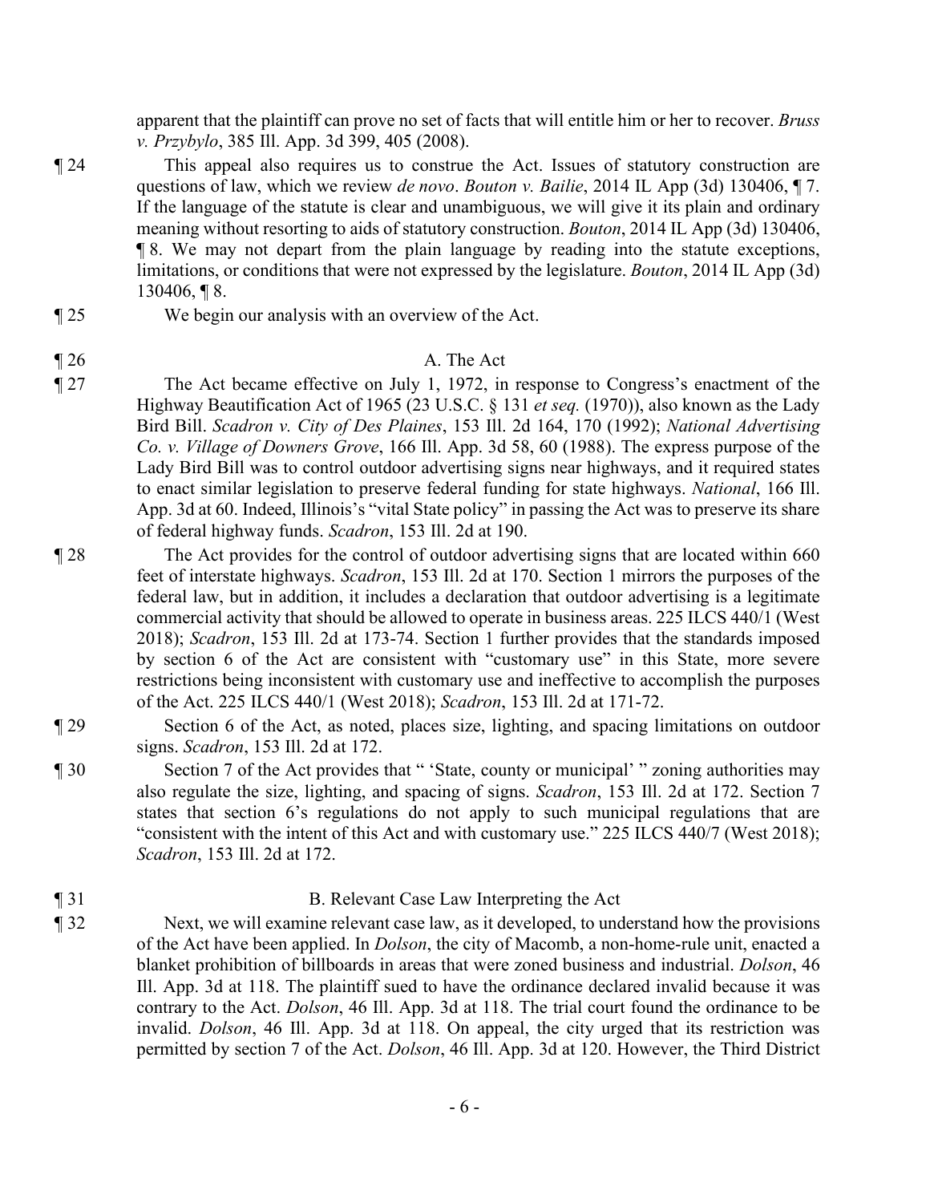apparent that the plaintiff can prove no set of facts that will entitle him or her to recover. *Bruss v. Przybylo*, 385 Ill. App. 3d 399, 405 (2008).

¶ 24 This appeal also requires us to construe the Act. Issues of statutory construction are questions of law, which we review *de novo*. *Bouton v. Bailie*, 2014 IL App (3d) 130406, ¶ 7. If the language of the statute is clear and unambiguous, we will give it its plain and ordinary meaning without resorting to aids of statutory construction. *Bouton*, 2014 IL App (3d) 130406, ¶ 8. We may not depart from the plain language by reading into the statute exceptions, limitations, or conditions that were not expressed by the legislature. *Bouton*, 2014 IL App (3d) 130406, ¶ 8.

¶ 25 We begin our analysis with an overview of the Act.

¶ 26 A. The Act

¶ 27 The Act became effective on July 1, 1972, in response to Congress's enactment of the Highway Beautification Act of 1965 (23 U.S.C. § 131 *et seq.* (1970)), also known as the Lady Bird Bill. *Scadron v. City of Des Plaines*, 153 Ill. 2d 164, 170 (1992); *National Advertising Co. v. Village of Downers Grove*, 166 Ill. App. 3d 58, 60 (1988). The express purpose of the Lady Bird Bill was to control outdoor advertising signs near highways, and it required states to enact similar legislation to preserve federal funding for state highways. *National*, 166 Ill. App. 3d at 60. Indeed, Illinois's "vital State policy" in passing the Act was to preserve its share of federal highway funds. *Scadron*, 153 Ill. 2d at 190.

¶ 28 The Act provides for the control of outdoor advertising signs that are located within 660 feet of interstate highways. *Scadron*, 153 Ill. 2d at 170. Section 1 mirrors the purposes of the federal law, but in addition, it includes a declaration that outdoor advertising is a legitimate commercial activity that should be allowed to operate in business areas. 225 ILCS 440/1 (West 2018); *Scadron*, 153 Ill. 2d at 173-74. Section 1 further provides that the standards imposed by section 6 of the Act are consistent with "customary use" in this State, more severe restrictions being inconsistent with customary use and ineffective to accomplish the purposes of the Act. 225 ILCS 440/1 (West 2018); *Scadron*, 153 Ill. 2d at 171-72.

¶ 29 Section 6 of the Act, as noted, places size, lighting, and spacing limitations on outdoor signs. *Scadron*, 153 Ill. 2d at 172.

¶ 30 Section 7 of the Act provides that " 'State, county or municipal' " zoning authorities may also regulate the size, lighting, and spacing of signs. *Scadron*, 153 Ill. 2d at 172. Section 7 states that section 6's regulations do not apply to such municipal regulations that are "consistent with the intent of this Act and with customary use." 225 ILCS 440/7 (West 2018); *Scadron*, 153 Ill. 2d at 172.

¶ 31 B. Relevant Case Law Interpreting the Act

¶ 32 Next, we will examine relevant case law, as it developed, to understand how the provisions of the Act have been applied. In *Dolson*, the city of Macomb, a non-home-rule unit, enacted a blanket prohibition of billboards in areas that were zoned business and industrial. *Dolson*, 46 Ill. App. 3d at 118. The plaintiff sued to have the ordinance declared invalid because it was contrary to the Act. *Dolson*, 46 Ill. App. 3d at 118. The trial court found the ordinance to be invalid. *Dolson*, 46 Ill. App. 3d at 118. On appeal, the city urged that its restriction was permitted by section 7 of the Act. *Dolson*, 46 Ill. App. 3d at 120. However, the Third District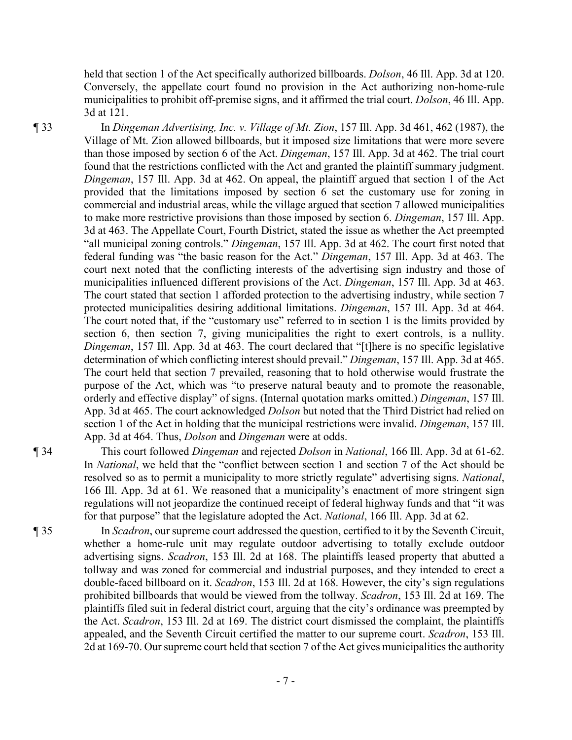held that section 1 of the Act specifically authorized billboards. *Dolson*, 46 Ill. App. 3d at 120. Conversely, the appellate court found no provision in the Act authorizing non-home-rule municipalities to prohibit off-premise signs, and it affirmed the trial court. *Dolson*, 46 Ill. App. 3d at 121.

¶ 33 In *Dingeman Advertising, Inc. v. Village of Mt. Zion*, 157 Ill. App. 3d 461, 462 (1987), the Village of Mt. Zion allowed billboards, but it imposed size limitations that were more severe than those imposed by section 6 of the Act. *Dingeman*, 157 Ill. App. 3d at 462. The trial court found that the restrictions conflicted with the Act and granted the plaintiff summary judgment. *Dingeman*, 157 Ill. App. 3d at 462. On appeal, the plaintiff argued that section 1 of the Act provided that the limitations imposed by section 6 set the customary use for zoning in commercial and industrial areas, while the village argued that section 7 allowed municipalities to make more restrictive provisions than those imposed by section 6. *Dingeman*, 157 Ill. App. 3d at 463. The Appellate Court, Fourth District, stated the issue as whether the Act preempted "all municipal zoning controls." *Dingeman*, 157 Ill. App. 3d at 462. The court first noted that federal funding was "the basic reason for the Act." *Dingeman*, 157 Ill. App. 3d at 463. The court next noted that the conflicting interests of the advertising sign industry and those of municipalities influenced different provisions of the Act. *Dingeman*, 157 Ill. App. 3d at 463. The court stated that section 1 afforded protection to the advertising industry, while section 7 protected municipalities desiring additional limitations. *Dingeman*, 157 Ill. App. 3d at 464. The court noted that, if the "customary use" referred to in section 1 is the limits provided by section 6, then section 7, giving municipalities the right to exert controls, is a nullity. *Dingeman*, 157 Ill. App. 3d at 463. The court declared that "[t]here is no specific legislative determination of which conflicting interest should prevail." *Dingeman*, 157 Ill. App. 3d at 465. The court held that section 7 prevailed, reasoning that to hold otherwise would frustrate the purpose of the Act, which was "to preserve natural beauty and to promote the reasonable, orderly and effective display" of signs. (Internal quotation marks omitted.) *Dingeman*, 157 Ill. App. 3d at 465. The court acknowledged *Dolson* but noted that the Third District had relied on section 1 of the Act in holding that the municipal restrictions were invalid. *Dingeman*, 157 Ill. App. 3d at 464. Thus, *Dolson* and *Dingeman* were at odds.

¶ 34 This court followed *Dingeman* and rejected *Dolson* in *National*, 166 Ill. App. 3d at 61-62. In *National*, we held that the "conflict between section 1 and section 7 of the Act should be resolved so as to permit a municipality to more strictly regulate" advertising signs. *National*, 166 Ill. App. 3d at 61. We reasoned that a municipality's enactment of more stringent sign regulations will not jeopardize the continued receipt of federal highway funds and that "it was for that purpose" that the legislature adopted the Act. *National*, 166 Ill. App. 3d at 62.

¶ 35 In *Scadron*, our supreme court addressed the question, certified to it by the Seventh Circuit, whether a home-rule unit may regulate outdoor advertising to totally exclude outdoor advertising signs. *Scadron*, 153 Ill. 2d at 168. The plaintiffs leased property that abutted a tollway and was zoned for commercial and industrial purposes, and they intended to erect a double-faced billboard on it. *Scadron*, 153 Ill. 2d at 168. However, the city's sign regulations prohibited billboards that would be viewed from the tollway. *Scadron*, 153 Ill. 2d at 169. The plaintiffs filed suit in federal district court, arguing that the city's ordinance was preempted by the Act. *Scadron*, 153 Ill. 2d at 169. The district court dismissed the complaint, the plaintiffs appealed, and the Seventh Circuit certified the matter to our supreme court. *Scadron*, 153 Ill. 2d at 169-70. Our supreme court held that section 7 of the Act gives municipalities the authority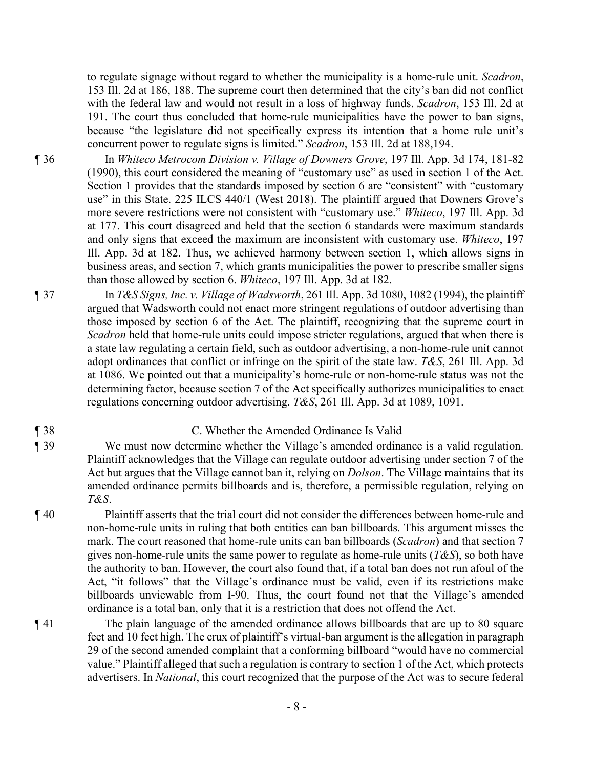to regulate signage without regard to whether the municipality is a home-rule unit. *Scadron*, 153 Ill. 2d at 186, 188. The supreme court then determined that the city's ban did not conflict with the federal law and would not result in a loss of highway funds. *Scadron*, 153 Ill. 2d at 191. The court thus concluded that home-rule municipalities have the power to ban signs, because "the legislature did not specifically express its intention that a home rule unit's concurrent power to regulate signs is limited." *Scadron*, 153 Ill. 2d at 188,194.

¶ 36 In *Whiteco Metrocom Division v. Village of Downers Grove*, 197 Ill. App. 3d 174, 181-82 (1990), this court considered the meaning of "customary use" as used in section 1 of the Act. Section 1 provides that the standards imposed by section 6 are "consistent" with "customary use" in this State. 225 ILCS 440/1 (West 2018). The plaintiff argued that Downers Grove's more severe restrictions were not consistent with "customary use." *Whiteco*, 197 Ill. App. 3d at 177. This court disagreed and held that the section 6 standards were maximum standards and only signs that exceed the maximum are inconsistent with customary use. *Whiteco*, 197 Ill. App. 3d at 182. Thus, we achieved harmony between section 1, which allows signs in business areas, and section 7, which grants municipalities the power to prescribe smaller signs than those allowed by section 6. *Whiteco*, 197 Ill. App. 3d at 182.

¶ 37 In *T&S Signs, Inc. v. Village of Wadsworth*, 261 Ill. App. 3d 1080, 1082 (1994), the plaintiff argued that Wadsworth could not enact more stringent regulations of outdoor advertising than those imposed by section 6 of the Act. The plaintiff, recognizing that the supreme court in *Scadron* held that home-rule units could impose stricter regulations, argued that when there is a state law regulating a certain field, such as outdoor advertising, a non-home-rule unit cannot adopt ordinances that conflict or infringe on the spirit of the state law. *T&S*, 261 Ill. App. 3d at 1086. We pointed out that a municipality's home-rule or non-home-rule status was not the determining factor, because section 7 of the Act specifically authorizes municipalities to enact regulations concerning outdoor advertising. *T&S*, 261 Ill. App. 3d at 1089, 1091.

¶ 38 C. Whether the Amended Ordinance Is Valid

¶ 39 We must now determine whether the Village's amended ordinance is a valid regulation. Plaintiff acknowledges that the Village can regulate outdoor advertising under section 7 of the Act but argues that the Village cannot ban it, relying on *Dolson*. The Village maintains that its amended ordinance permits billboards and is, therefore, a permissible regulation, relying on *T&S*.

¶ 40 Plaintiff asserts that the trial court did not consider the differences between home-rule and non-home-rule units in ruling that both entities can ban billboards. This argument misses the mark. The court reasoned that home-rule units can ban billboards (*Scadron*) and that section 7 gives non-home-rule units the same power to regulate as home-rule units (*T&S*), so both have the authority to ban. However, the court also found that, if a total ban does not run afoul of the Act, "it follows" that the Village's ordinance must be valid, even if its restrictions make billboards unviewable from I-90. Thus, the court found not that the Village's amended ordinance is a total ban, only that it is a restriction that does not offend the Act.

¶ 41 The plain language of the amended ordinance allows billboards that are up to 80 square feet and 10 feet high. The crux of plaintiff's virtual-ban argument is the allegation in paragraph 29 of the second amended complaint that a conforming billboard "would have no commercial value." Plaintiff alleged that such a regulation is contrary to section 1 of the Act, which protects advertisers. In *National*, this court recognized that the purpose of the Act was to secure federal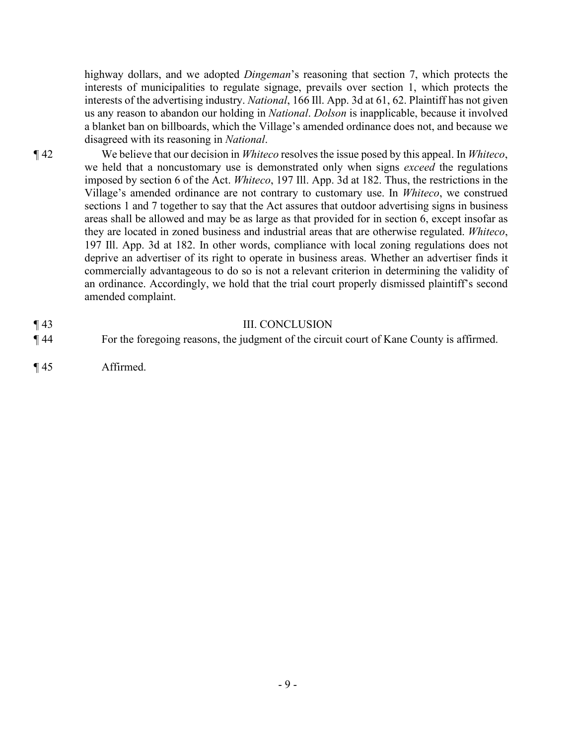highway dollars, and we adopted *Dingeman*'s reasoning that section 7, which protects the interests of municipalities to regulate signage, prevails over section 1, which protects the interests of the advertising industry. *National*, 166 Ill. App. 3d at 61, 62. Plaintiff has not given us any reason to abandon our holding in *National*. *Dolson* is inapplicable, because it involved a blanket ban on billboards, which the Village's amended ordinance does not, and because we disagreed with its reasoning in *National*.

¶ 42 We believe that our decision in *Whiteco* resolves the issue posed by this appeal. In *Whiteco*, we held that a noncustomary use is demonstrated only when signs *exceed* the regulations imposed by section 6 of the Act. *Whiteco*, 197 Ill. App. 3d at 182. Thus, the restrictions in the Village's amended ordinance are not contrary to customary use. In *Whiteco*, we construed sections 1 and 7 together to say that the Act assures that outdoor advertising signs in business areas shall be allowed and may be as large as that provided for in section 6, except insofar as they are located in zoned business and industrial areas that are otherwise regulated. *Whiteco*, 197 Ill. App. 3d at 182. In other words, compliance with local zoning regulations does not deprive an advertiser of its right to operate in business areas. Whether an advertiser finds it commercially advantageous to do so is not a relevant criterion in determining the validity of an ordinance. Accordingly, we hold that the trial court properly dismissed plaintiff's second amended complaint.

## ¶ 43 III. CONCLUSION

¶ 44 For the foregoing reasons, the judgment of the circuit court of Kane County is affirmed.

¶ 45 Affirmed.